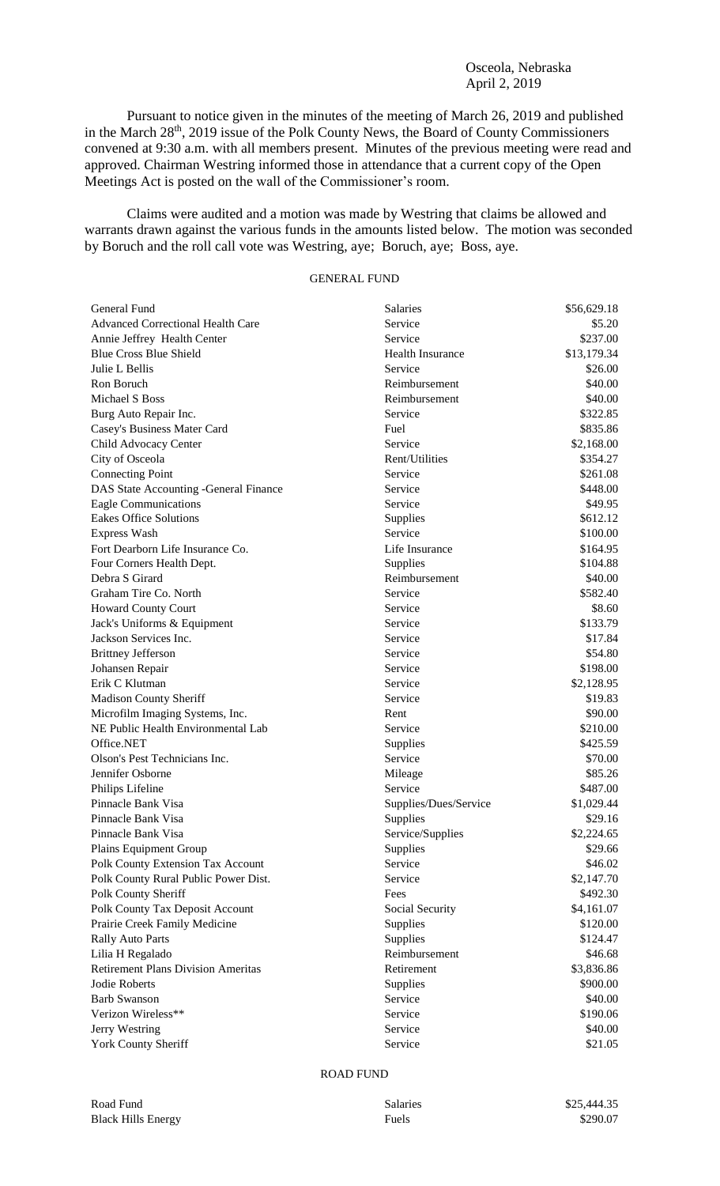Osceola, Nebraska
April 2, 2019

Pursuant to notice given in the minutes of the meeting of March 26, 2019 and published in the March 28th, 2019 issue of the Polk County News, the Board of County Commissioners convened at 9:30 a.m. with all members present. Minutes of the previous meeting were read and approved. Chairman Westring informed those in attendance that a current copy of the Open Meetings Act is posted on the wall of the Commissioner's room.

Claims were audited and a motion was made by Westring that claims be allowed and warrants drawn against the various funds in the amounts listed below. The motion was seconded by Boruch and the roll call vote was Westring, aye; Boruch, aye; Boss, aye.

GENERAL FUND

| | | |
|---|---|---|
| General Fund | Salaries | $56,629.18 |
| Advanced Correctional Health Care | Service | $5.20 |
| Annie Jeffrey Health Center | Service | $237.00 |
| Blue Cross Blue Shield | Health Insurance | $13,179.34 |
| Julie L Bellis | Service | $26.00 |
| Ron Boruch | Reimbursement | $40.00 |
| Michael S Boss | Reimbursement | $40.00 |
| Burg Auto Repair Inc. | Service | $322.85 |
| Casey's Business Mater Card | Fuel | $835.86 |
| Child Advocacy Center | Service | $2,168.00 |
| City of Osceola | Rent/Utilities | $354.27 |
| Connecting Point | Service | $261.08 |
| DAS State Accounting -General Finance | Service | $448.00 |
| Eagle Communications | Service | $49.95 |
| Eakes Office Solutions | Supplies | $612.12 |
| Express Wash | Service | $100.00 |
| Fort Dearborn Life Insurance Co. | Life Insurance | $164.95 |
| Four Corners Health Dept. | Supplies | $104.88 |
| Debra S Girard | Reimbursement | $40.00 |
| Graham Tire Co. North | Service | $582.40 |
| Howard County Court | Service | $8.60 |
| Jack's Uniforms & Equipment | Service | $133.79 |
| Jackson Services Inc. | Service | $17.84 |
| Brittney Jefferson | Service | $54.80 |
| Johansen Repair | Service | $198.00 |
| Erik C Klutman | Service | $2,128.95 |
| Madison County Sheriff | Service | $19.83 |
| Microfilm Imaging Systems, Inc. | Rent | $90.00 |
| NE Public Health Environmental Lab | Service | $210.00 |
| Office.NET | Supplies | $425.59 |
| Olson's Pest Technicians Inc. | Service | $70.00 |
| Jennifer Osborne | Mileage | $85.26 |
| Philips Lifeline | Service | $487.00 |
| Pinnacle Bank Visa | Supplies/Dues/Service | $1,029.44 |
| Pinnacle Bank Visa | Supplies | $29.16 |
| Pinnacle Bank Visa | Service/Supplies | $2,224.65 |
| Plains Equipment Group | Supplies | $29.66 |
| Polk County Extension Tax Account | Service | $46.02 |
| Polk County Rural Public Power Dist. | Service | $2,147.70 |
| Polk County Sheriff | Fees | $492.30 |
| Polk County Tax Deposit Account | Social Security | $4,161.07 |
| Prairie Creek Family Medicine | Supplies | $120.00 |
| Rally Auto Parts | Supplies | $124.47 |
| Lilia H Regalado | Reimbursement | $46.68 |
| Retirement Plans Division Ameritas | Retirement | $3,836.86 |
| Jodie Roberts | Supplies | $900.00 |
| Barb Swanson | Service | $40.00 |
| Verizon Wireless** | Service | $190.06 |
| Jerry Westring | Service | $40.00 |
| York County Sheriff | Service | $21.05 |

ROAD FUND

| | | |
|---|---|---|
| Road Fund | Salaries | $25,444.35 |
| Black Hills Energy | Fuels | $290.07 |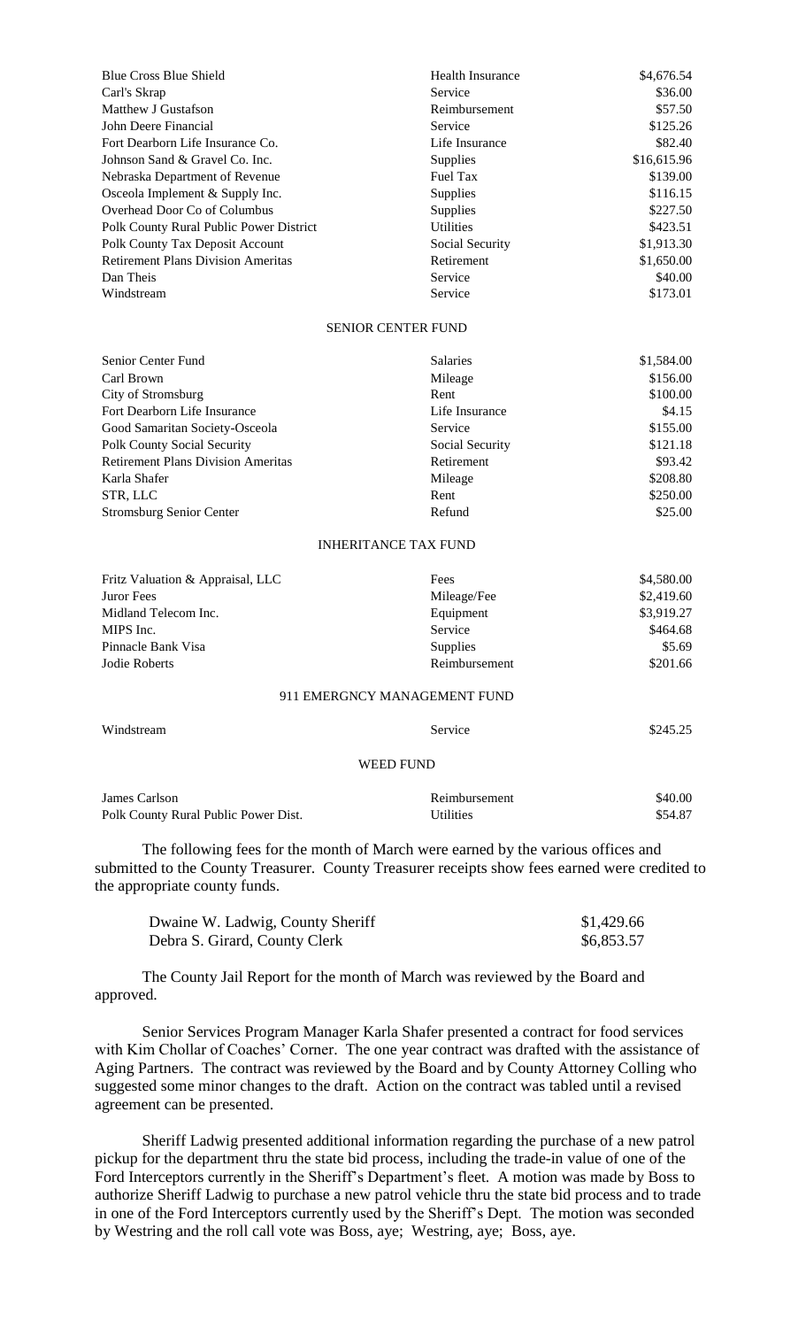| | | |
|---|---|---|
| Blue Cross Blue Shield | Health Insurance | $4,676.54 |
| Carl's Skrap | Service | $36.00 |
| Matthew J Gustafson | Reimbursement | $57.50 |
| John Deere Financial | Service | $125.26 |
| Fort Dearborn Life Insurance Co. | Life Insurance | $82.40 |
| Johnson Sand & Gravel Co. Inc. | Supplies | $16,615.96 |
| Nebraska Department of Revenue | Fuel Tax | $139.00 |
| Osceola Implement & Supply Inc. | Supplies | $116.15 |
| Overhead Door Co of Columbus | Supplies | $227.50 |
| Polk County Rural Public Power District | Utilities | $423.51 |
| Polk County Tax Deposit Account | Social Security | $1,913.30 |
| Retirement Plans Division Ameritas | Retirement | $1,650.00 |
| Dan Theis | Service | $40.00 |
| Windstream | Service | $173.01 |

SENIOR CENTER FUND

| | | |
|---|---|---|
| Senior Center Fund | Salaries | $1,584.00 |
| Carl Brown | Mileage | $156.00 |
| City of Stromsburg | Rent | $100.00 |
| Fort Dearborn Life Insurance | Life Insurance | $4.15 |
| Good Samaritan Society-Osceola | Service | $155.00 |
| Polk County Social Security | Social Security | $121.18 |
| Retirement Plans Division Ameritas | Retirement | $93.42 |
| Karla Shafer | Mileage | $208.80 |
| STR, LLC | Rent | $250.00 |
| Stromsburg Senior Center | Refund | $25.00 |

INHERITANCE TAX FUND

| | | |
|---|---|---|
| Fritz Valuation & Appraisal, LLC | Fees | $4,580.00 |
| Juror Fees | Mileage/Fee | $2,419.60 |
| Midland Telecom Inc. | Equipment | $3,919.27 |
| MIPS Inc. | Service | $464.68 |
| Pinnacle Bank Visa | Supplies | $5.69 |
| Jodie Roberts | Reimbursement | $201.66 |

911 EMERGNCY MANAGEMENT FUND

| | | |
|---|---|---|
| Windstream | Service | $245.25 |

WEED FUND

| | | |
|---|---|---|
| James Carlson | Reimbursement | $40.00 |
| Polk County Rural Public Power Dist. | Utilities | $54.87 |

The following fees for the month of March were earned by the various offices and submitted to the County Treasurer. County Treasurer receipts show fees earned were credited to the appropriate county funds.

| | |
|---|---|
| Dwaine W. Ladwig, County Sheriff | $1,429.66 |
| Debra S. Girard, County Clerk | $6,853.57 |

The County Jail Report for the month of March was reviewed by the Board and approved.

Senior Services Program Manager Karla Shafer presented a contract for food services with Kim Chollar of Coaches' Corner. The one year contract was drafted with the assistance of Aging Partners. The contract was reviewed by the Board and by County Attorney Colling who suggested some minor changes to the draft. Action on the contract was tabled until a revised agreement can be presented.

Sheriff Ladwig presented additional information regarding the purchase of a new patrol pickup for the department thru the state bid process, including the trade-in value of one of the Ford Interceptors currently in the Sheriff's Department's fleet. A motion was made by Boss to authorize Sheriff Ladwig to purchase a new patrol vehicle thru the state bid process and to trade in one of the Ford Interceptors currently used by the Sheriff's Dept. The motion was seconded by Westring and the roll call vote was Boss, aye; Westring, aye; Boss, aye.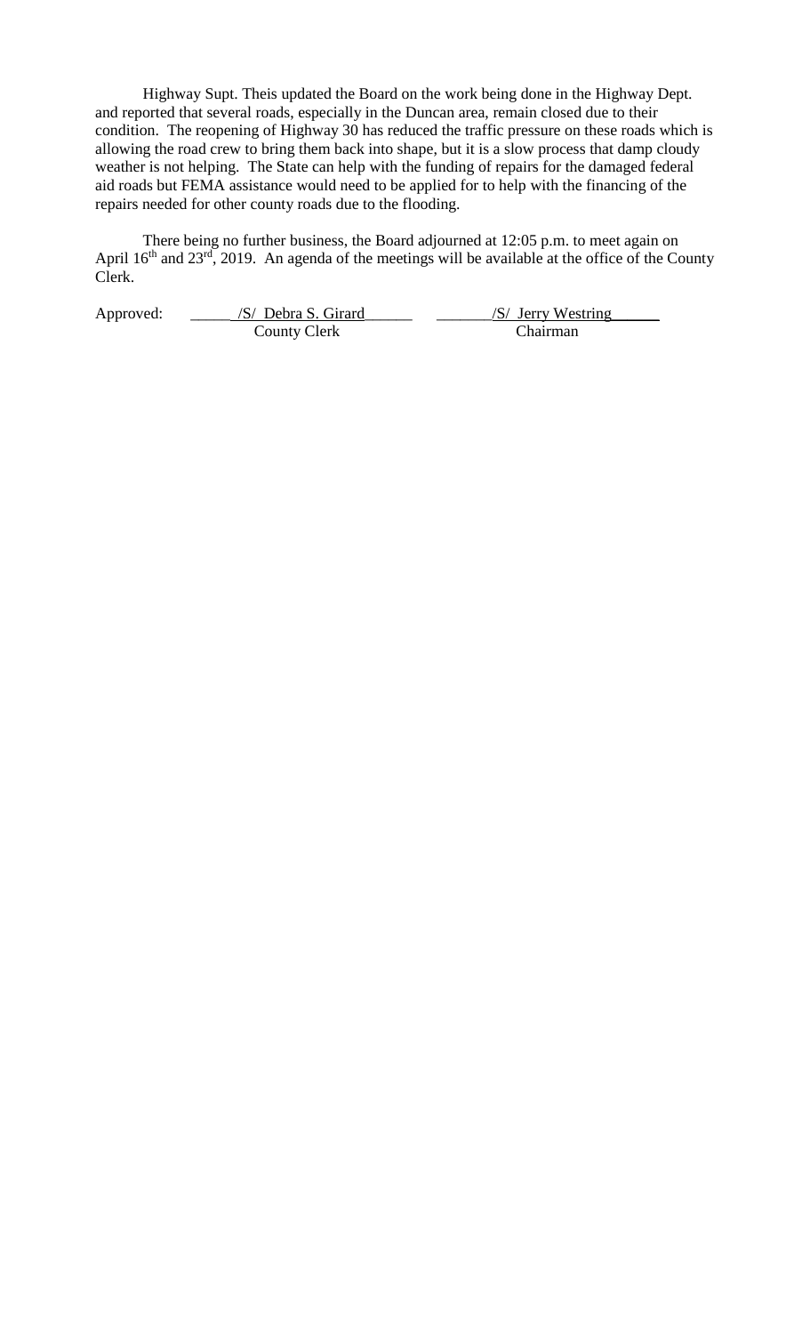Highway Supt. Theis updated the Board on the work being done in the Highway Dept. and reported that several roads, especially in the Duncan area, remain closed due to their condition. The reopening of Highway 30 has reduced the traffic pressure on these roads which is allowing the road crew to bring them back into shape, but it is a slow process that damp cloudy weather is not helping. The State can help with the funding of repairs for the damaged federal aid roads but FEMA assistance would need to be applied for to help with the financing of the repairs needed for other county roads due to the flooding.

There being no further business, the Board adjourned at 12:05 p.m. to meet again on April 16th and 23rd, 2019. An agenda of the meetings will be available at the office of the County Clerk.

Approved: /S/ Debra S. Girard — County Clerk

/S/ Jerry Westring — Chairman